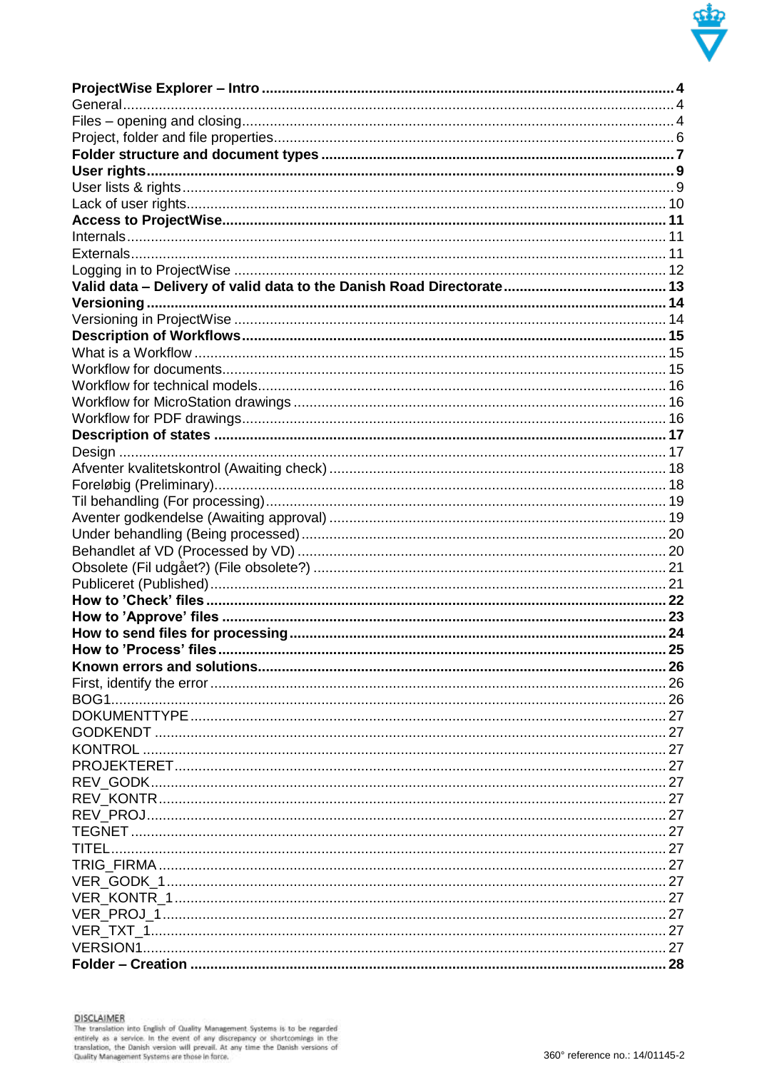**ProjectWise Explorer – Intro** .......... **4**
General .......... 4
Files – opening and closing .......... 4
Project, folder and file properties .......... 6
**Folder structure and document types** .......... **7**
**User rights** .......... **9**
User lists & rights .......... 9
Lack of user rights .......... 10
**Access to ProjectWise** .......... **11**
Internals .......... 11
Externals .......... 11
Logging in to ProjectWise .......... 12
**Valid data – Delivery of valid data to the Danish Road Directorate** .......... **13**
**Versioning** .......... **14**
Versioning in ProjectWise .......... 14
**Description of Workflows** .......... **15**
What is a Workflow .......... 15
Workflow for documents .......... 15
Workflow for technical models .......... 16
Workflow for MicroStation drawings .......... 16
Workflow for PDF drawings .......... 16
**Description of states** .......... **17**
Design .......... 17
Afventer kvalitetskontrol (Awaiting check) .......... 18
Foreløbig (Preliminary) .......... 18
Til behandling (For processing) .......... 19
Aventer godkendelse (Awaiting approval) .......... 19
Under behandling (Being processed) .......... 20
Behandlet af VD (Processed by VD) .......... 20
Obsolete (Fil udgået?) (File obsolete?) .......... 21
Publiceret (Published) .......... 21
**How to 'Check' files** .......... **22**
**How to 'Approve' files** .......... **23**
**How to send files for processing** .......... **24**
**How to 'Process' files** .......... **25**
**Known errors and solutions** .......... **26**
First, identify the error .......... 26
BOG1 .......... 26
DOKUMENTTYPE .......... 27
GODKENDT .......... 27
KONTROL .......... 27
PROJEKTERET .......... 27
REV_GODK .......... 27
REV_KONTR .......... 27
REV_PROJ .......... 27
TEGNET .......... 27
TITEL .......... 27
TRIG_FIRMA .......... 27
VER_GODK_1 .......... 27
VER_KONTR_1 .......... 27
VER_PROJ_1 .......... 27
VER_TXT_1 .......... 27
VERSION1 .......... 27
**Folder – Creation** .......... **28**

DISCLAIMER
The translation into English of Quality Management Systems is to be regarded entirely as a service. In the event of any discrepancy or shortcomings in the translation, the Danish version will prevail. At any time the Danish versions of Quality Management Systems are those in force.

360° reference no.: 14/01145-2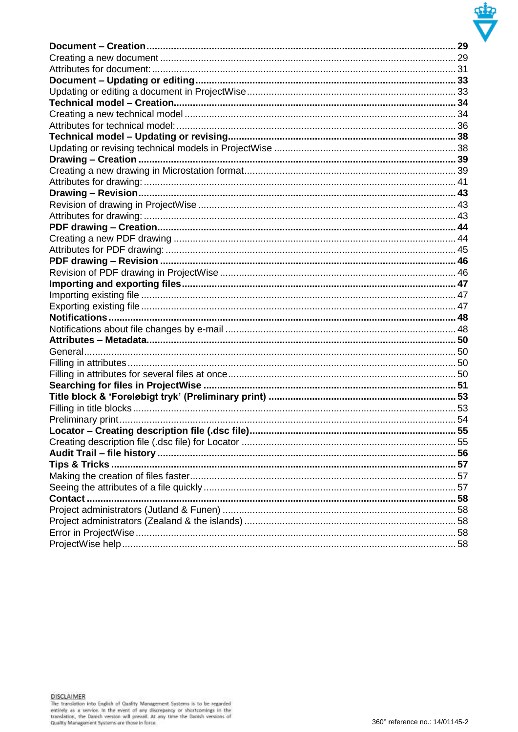**Document – Creation** .......... **29**
Creating a new document .......... 29
Attributes for document: .......... 31
**Document – Updating or editing** .......... **33**
Updating or editing a document in ProjectWise .......... 33
**Technical model – Creation** .......... **34**
Creating a new technical model .......... 34
Attributes for technical model: .......... 36
**Technical model – Updating or revising** .......... **38**
Updating or revising technical models in ProjectWise .......... 38
**Drawing – Creation** .......... **39**
Creating a new drawing in Microstation format .......... 39
Attributes for drawing: .......... 41
**Drawing – Revision** .......... **43**
Revision of drawing in ProjectWise .......... 43
Attributes for drawing: .......... 43
**PDF drawing – Creation** .......... **44**
Creating a new PDF drawing .......... 44
Attributes for PDF drawing: .......... 45
**PDF drawing – Revision** .......... **46**
Revision of PDF drawing in ProjectWise .......... 46
**Importing and exporting files** .......... **47**
Importing existing file .......... 47
Exporting existing file .......... 47
**Notifications** .......... **48**
Notifications about file changes by e-mail .......... 48
**Attributes – Metadata** .......... **50**
General .......... 50
Filling in attributes .......... 50
Filling in attributes for several files at once .......... 50
**Searching for files in ProjectWise** .......... **51**
**Title block & 'Foreløbigt tryk' (Preliminary print)** .......... **53**
Filling in title blocks .......... 53
Preliminary print .......... 54
**Locator – Creating description file (.dsc file)** .......... **55**
Creating description file (.dsc file) for Locator .......... 55
**Audit Trail – file history** .......... **56**
**Tips & Tricks** .......... **57**
Making the creation of files faster .......... 57
Seeing the attributes of a file quickly .......... 57
**Contact** .......... **58**
Project administrators (Jutland & Funen) .......... 58
Project administrators (Zealand & the islands) .......... 58
Error in ProjectWise .......... 58
ProjectWise help .......... 58

DISCLAIMER
The translation into English of Quality Management Systems is to be regarded entirely as a service. In the event of any discrepancy or shortcomings in the translation, the Danish version will prevail. At any time the Danish versions of Quality Management Systems are those in force.

360° reference no.: 14/01145-2